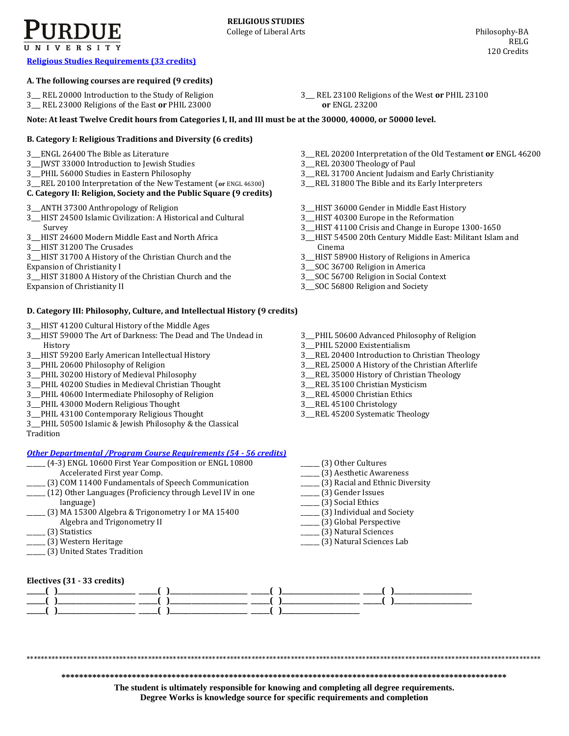PURDUE UNIVERSITY

**RELIGIOUS STUDIES**
College of Liberal Arts

Philosophy-BA
RELG
120 Credits

## Religious Studies Requirements (33 credits)

### A. The following courses are required (9 credits)

3__ REL 20000 Introduction to the Study of Religion
3__ REL 23000 Religions of the East **or** PHIL 23000
3__ REL 23100 Religions of the West **or** PHIL 23100 **or** ENGL 23200

**Note: At least Twelve Credit hours from Categories I, II, and III must be at the 30000, 40000, or 50000 level.**

### B. Category I: Religious Traditions and Diversity (6 credits)

3__ENGL 26400 The Bible as Literature
3__JWST 33000 Introduction to Jewish Studies
3__PHIL 56000 Studies in Eastern Philosophy
3__REL 20100 Interpretation of the New Testament (**or** ENGL 46300)
3__REL 20200 Interpretation of the Old Testament **or** ENGL 46200
3__REL 20300 Theology of Paul
3__REL 31700 Ancient Judaism and Early Christianity
3__REL 31800 The Bible and its Early Interpreters

### C. Category II: Religion, Society and the Public Square (9 credits)

3__ANTH 37300 Anthropology of Religion
3__HIST 24500 Islamic Civilization: A Historical and Cultural Survey
3__HIST 24600 Modern Middle East and North Africa
3__HIST 31200 The Crusades
3__HIST 31700 A History of the Christian Church and the Expansion of Christianity I
3__HIST 31800 A History of the Christian Church and the Expansion of Christianity II
3__HIST 36000 Gender in Middle East History
3__HIST 40300 Europe in the Reformation
3__HIST 41100 Crisis and Change in Europe 1300-1650
3__HIST 54500 20th Century Middle East: Militant Islam and Cinema
3__HIST 58900 History of Religions in America
3__SOC 36700 Religion in America
3__SOC 56700 Religion in Social Context
3__SOC 56800 Religion and Society

### D. Category III: Philosophy, Culture, and Intellectual History (9 credits)

3__HIST 41200 Cultural History of the Middle Ages
3__HIST 59000 The Art of Darkness: The Dead and The Undead in History
3__HIST 59200 Early American Intellectual History
3__PHIL 20600 Philosophy of Religion
3__PHIL 30200 History of Medieval Philosophy
3__PHIL 40200 Studies in Medieval Christian Thought
3__PHIL 40600 Intermediate Philosophy of Religion
3__PHIL 43000 Modern Religious Thought
3__PHIL 43100 Contemporary Religious Thought
3__PHIL 50500 Islamic & Jewish Philosophy & the Classical Tradition
3__PHIL 50600 Advanced Philosophy of Religion
3__PHIL 52000 Existentialism
3__REL 20400 Introduction to Christian Theology
3__REL 25000 A History of the Christian Afterlife
3__REL 35000 History of Christian Theology
3__REL 35100 Christian Mysticism
3__REL 45000 Christian Ethics
3__REL 45100 Christology
3__REL 45200 Systematic Theology

## *Other Departmental /Program Course Requirements (54 - 56 credits)*

_____ (4-3) ENGL 10600 First Year Composition or ENGL 10800 Accelerated First year Comp.
_____ (3) COM 11400 Fundamentals of Speech Communication
_____ (12) Other Languages (Proficiency through Level IV in one language)
_____ (3) MA 15300 Algebra & Trigonometry I or MA 15400 Algebra and Trigonometry II
_____ (3) Statistics
_____ (3) Western Heritage
_____ (3) United States Tradition
_____ (3) Other Cultures
_____ (3) Aesthetic Awareness
_____ (3) Racial and Ethnic Diversity
_____ (3) Gender Issues
_____ (3) Social Ethics
_____ (3) Individual and Society
_____ (3) Global Perspective
_____ (3) Natural Sciences
_____ (3) Natural Sciences Lab

### Electives (31 - 33 credits)

_____( )_____________ _____( )_____________ _____( )_____________ _____( )_____________
_____( )_____________ _____( )_____________ _____( )_____________ _____( )_____________
_____( )_____________ _____( )_____________ _____( )_____________

**The student is ultimately responsible for knowing and completing all degree requirements.**
**Degree Works is knowledge source for specific requirements and completion**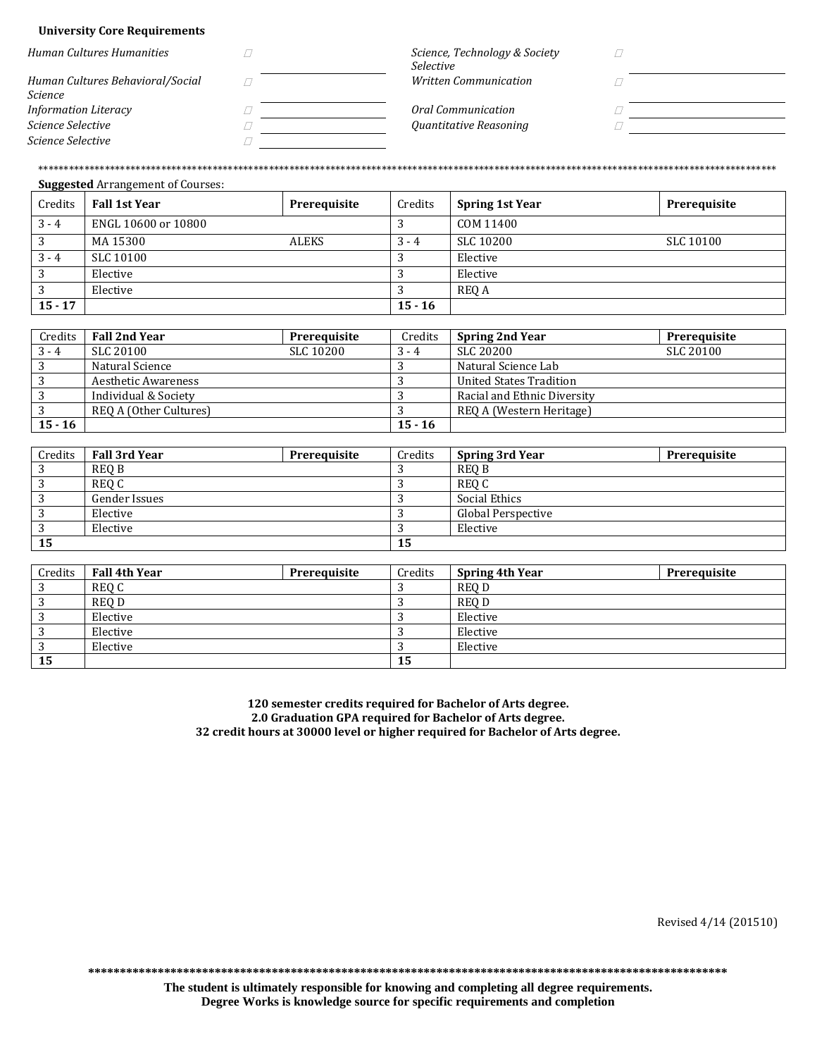**University Core Requirements**

| | | | |
|---|---|---|---|
| *Human Cultures Humanities* | ☐ | *Science, Technology & Society Selective* | ☐ |
| *Human Cultures Behavioral/Social Science* | ☐ | *Written Communication* | ☐ |
| *Information Literacy* | ☐ | *Oral Communication* | ☐ |
| *Science Selective* | ☐ | *Quantitative Reasoning* | ☐ |
| *Science Selective* | ☐ | | |

************************************************************************************************************************************

**Suggested** Arrangement of Courses:

| Credits | Fall 1st Year | Prerequisite | Credits | Spring 1st Year | Prerequisite |
|---|---|---|---|---|---|
| 3 - 4 | ENGL 10600 or 10800 | | 3 | COM 11400 | |
| 3 | MA 15300 | ALEKS | 3 - 4 | SLC 10200 | SLC 10100 |
| 3 - 4 | SLC 10100 | | 3 | Elective | |
| 3 | Elective | | 3 | Elective | |
| 3 | Elective | | 3 | REQ A | |
| **15 - 17** | | | **15 - 16** | | |

| Credits | Fall 2nd Year | Prerequisite | Credits | Spring 2nd Year | Prerequisite |
|---|---|---|---|---|---|
| 3 - 4 | SLC 20100 | SLC 10200 | 3 - 4 | SLC 20200 | SLC 20100 |
| 3 | Natural Science | | 3 | Natural Science Lab | |
| 3 | Aesthetic Awareness | | 3 | United States Tradition | |
| 3 | Individual & Society | | 3 | Racial and Ethnic Diversity | |
| 3 | REQ A (Other Cultures) | | 3 | REQ A (Western Heritage) | |
| **15 - 16** | | | **15 - 16** | | |

| Credits | Fall 3rd Year | Prerequisite | Credits | Spring 3rd Year | Prerequisite |
|---|---|---|---|---|---|
| 3 | REQ B | | 3 | REQ B | |
| 3 | REQ C | | 3 | REQ C | |
| 3 | Gender Issues | | 3 | Social Ethics | |
| 3 | Elective | | 3 | Global Perspective | |
| 3 | Elective | | 3 | Elective | |
| **15** | | | **15** | | |

| Credits | Fall 4th Year | Prerequisite | Credits | Spring 4th Year | Prerequisite |
|---|---|---|---|---|---|
| 3 | REQ C | | 3 | REQ D | |
| 3 | REQ D | | 3 | REQ D | |
| 3 | Elective | | 3 | Elective | |
| 3 | Elective | | 3 | Elective | |
| 3 | Elective | | 3 | Elective | |
| **15** | | | **15** | | |

**120 semester credits required for Bachelor of Arts degree.**
**2.0 Graduation GPA required for Bachelor of Arts degree.**
**32 credit hours at 30000 level or higher required for Bachelor of Arts degree.**

Revised 4/14 (201510)

**********************************************************************************************************

**The student is ultimately responsible for knowing and completing all degree requirements.**
**Degree Works is knowledge source for specific requirements and completion**